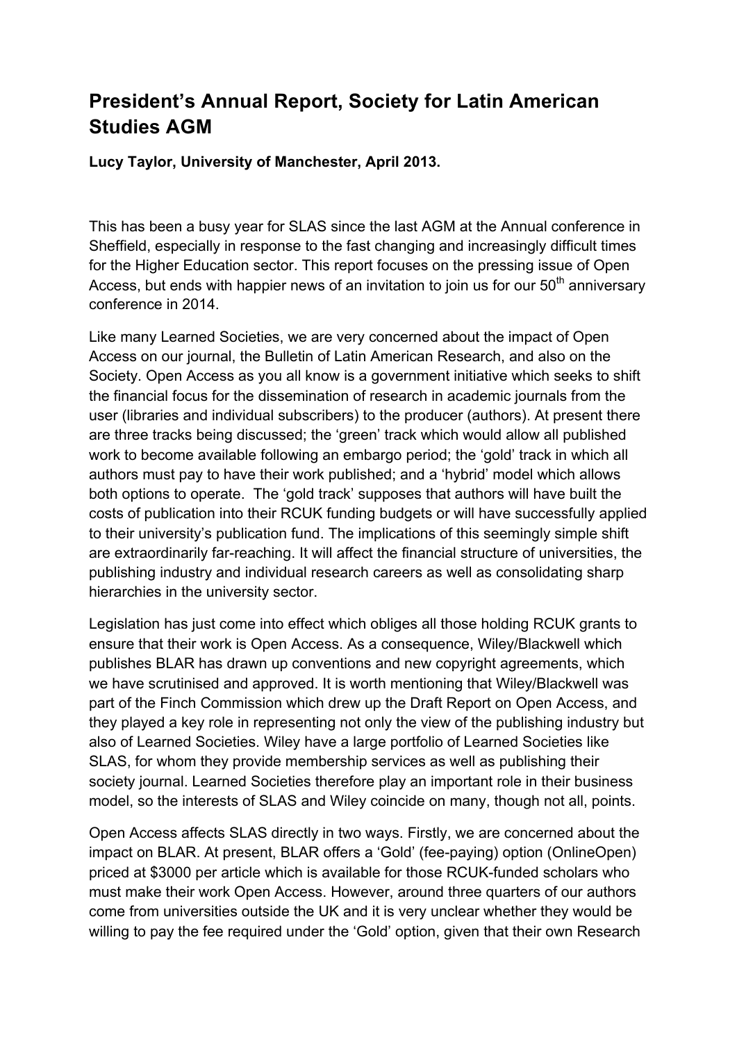# President's Annual Report, Society for Latin American Studies AGM

**Lucy Taylor, University of Manchester, April 2013.**

This has been a busy year for SLAS since the last AGM at the Annual conference in Sheffield, especially in response to the fast changing and increasingly difficult times for the Higher Education sector. This report focuses on the pressing issue of Open Access, but ends with happier news of an invitation to join us for our 50th anniversary conference in 2014.

Like many Learned Societies, we are very concerned about the impact of Open Access on our journal, the Bulletin of Latin American Research, and also on the Society. Open Access as you all know is a government initiative which seeks to shift the financial focus for the dissemination of research in academic journals from the user (libraries and individual subscribers) to the producer (authors). At present there are three tracks being discussed; the 'green' track which would allow all published work to become available following an embargo period; the 'gold' track in which all authors must pay to have their work published; and a 'hybrid' model which allows both options to operate. The 'gold track' supposes that authors will have built the costs of publication into their RCUK funding budgets or will have successfully applied to their university's publication fund. The implications of this seemingly simple shift are extraordinarily far-reaching. It will affect the financial structure of universities, the publishing industry and individual research careers as well as consolidating sharp hierarchies in the university sector.

Legislation has just come into effect which obliges all those holding RCUK grants to ensure that their work is Open Access. As a consequence, Wiley/Blackwell which publishes BLAR has drawn up conventions and new copyright agreements, which we have scrutinised and approved. It is worth mentioning that Wiley/Blackwell was part of the Finch Commission which drew up the Draft Report on Open Access, and they played a key role in representing not only the view of the publishing industry but also of Learned Societies. Wiley have a large portfolio of Learned Societies like SLAS, for whom they provide membership services as well as publishing their society journal. Learned Societies therefore play an important role in their business model, so the interests of SLAS and Wiley coincide on many, though not all, points.

Open Access affects SLAS directly in two ways. Firstly, we are concerned about the impact on BLAR. At present, BLAR offers a 'Gold' (fee-paying) option (OnlineOpen) priced at $3000 per article which is available for those RCUK-funded scholars who must make their work Open Access. However, around three quarters of our authors come from universities outside the UK and it is very unclear whether they would be willing to pay the fee required under the 'Gold' option, given that their own Research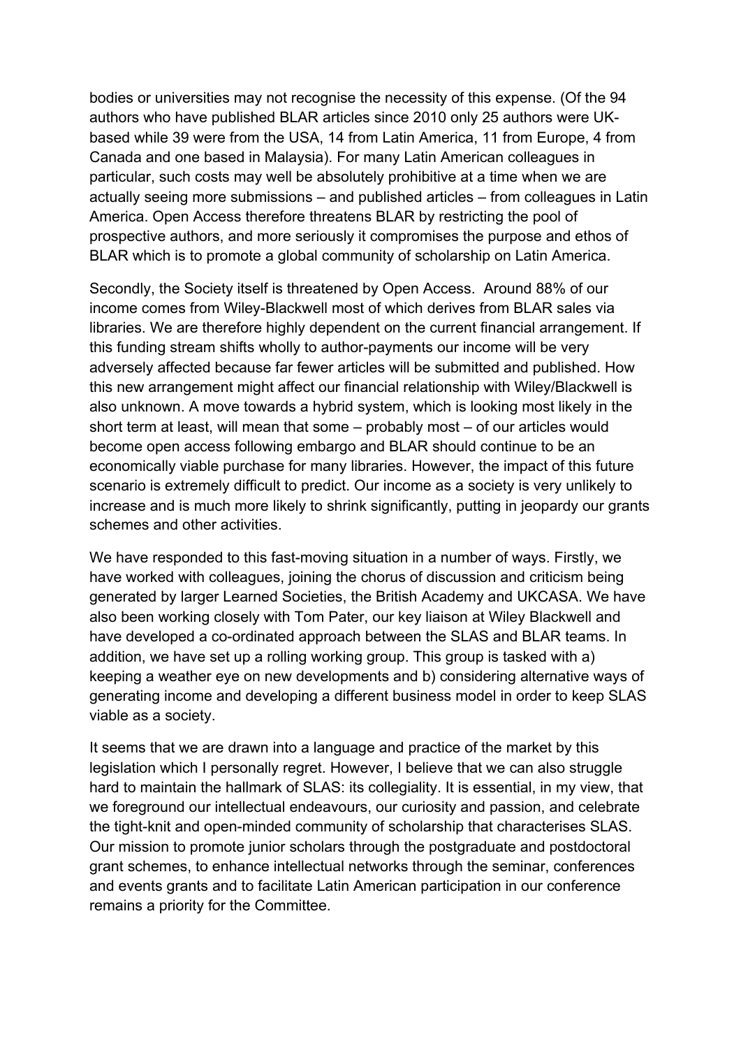bodies or universities may not recognise the necessity of this expense. (Of the 94 authors who have published BLAR articles since 2010 only 25 authors were UK-based while 39 were from the USA, 14 from Latin America, 11 from Europe, 4 from Canada and one based in Malaysia). For many Latin American colleagues in particular, such costs may well be absolutely prohibitive at a time when we are actually seeing more submissions – and published articles – from colleagues in Latin America. Open Access therefore threatens BLAR by restricting the pool of prospective authors, and more seriously it compromises the purpose and ethos of BLAR which is to promote a global community of scholarship on Latin America.

Secondly, the Society itself is threatened by Open Access. Around 88% of our income comes from Wiley-Blackwell most of which derives from BLAR sales via libraries. We are therefore highly dependent on the current financial arrangement. If this funding stream shifts wholly to author-payments our income will be very adversely affected because far fewer articles will be submitted and published. How this new arrangement might affect our financial relationship with Wiley/Blackwell is also unknown. A move towards a hybrid system, which is looking most likely in the short term at least, will mean that some – probably most – of our articles would become open access following embargo and BLAR should continue to be an economically viable purchase for many libraries. However, the impact of this future scenario is extremely difficult to predict. Our income as a society is very unlikely to increase and is much more likely to shrink significantly, putting in jeopardy our grants schemes and other activities.

We have responded to this fast-moving situation in a number of ways. Firstly, we have worked with colleagues, joining the chorus of discussion and criticism being generated by larger Learned Societies, the British Academy and UKCASA. We have also been working closely with Tom Pater, our key liaison at Wiley Blackwell and have developed a co-ordinated approach between the SLAS and BLAR teams. In addition, we have set up a rolling working group. This group is tasked with a) keeping a weather eye on new developments and b) considering alternative ways of generating income and developing a different business model in order to keep SLAS viable as a society.

It seems that we are drawn into a language and practice of the market by this legislation which I personally regret. However, I believe that we can also struggle hard to maintain the hallmark of SLAS: its collegiality. It is essential, in my view, that we foreground our intellectual endeavours, our curiosity and passion, and celebrate the tight-knit and open-minded community of scholarship that characterises SLAS. Our mission to promote junior scholars through the postgraduate and postdoctoral grant schemes, to enhance intellectual networks through the seminar, conferences and events grants and to facilitate Latin American participation in our conference remains a priority for the Committee.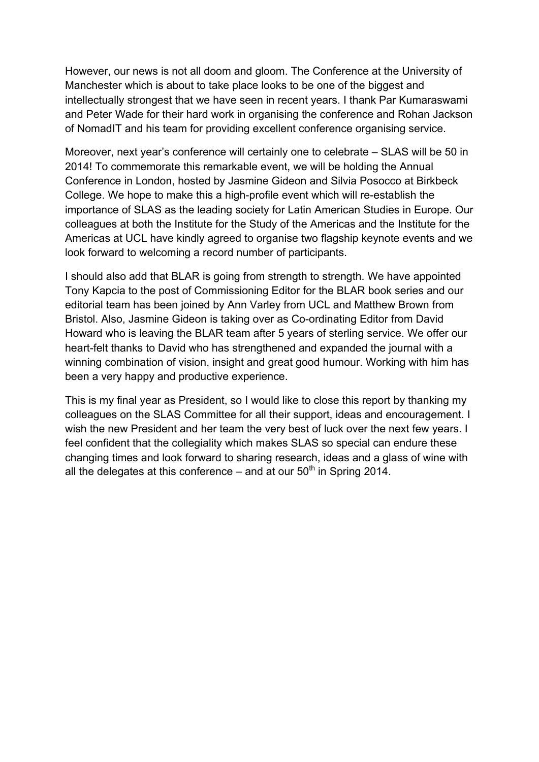However, our news is not all doom and gloom. The Conference at the University of Manchester which is about to take place looks to be one of the biggest and intellectually strongest that we have seen in recent years. I thank Par Kumaraswami and Peter Wade for their hard work in organising the conference and Rohan Jackson of NomadIT and his team for providing excellent conference organising service.

Moreover, next year's conference will certainly one to celebrate – SLAS will be 50 in 2014! To commemorate this remarkable event, we will be holding the Annual Conference in London, hosted by Jasmine Gideon and Silvia Posocco at Birkbeck College. We hope to make this a high-profile event which will re-establish the importance of SLAS as the leading society for Latin American Studies in Europe. Our colleagues at both the Institute for the Study of the Americas and the Institute for the Americas at UCL have kindly agreed to organise two flagship keynote events and we look forward to welcoming a record number of participants.

I should also add that BLAR is going from strength to strength. We have appointed Tony Kapcia to the post of Commissioning Editor for the BLAR book series and our editorial team has been joined by Ann Varley from UCL and Matthew Brown from Bristol. Also, Jasmine Gideon is taking over as Co-ordinating Editor from David Howard who is leaving the BLAR team after 5 years of sterling service. We offer our heart-felt thanks to David who has strengthened and expanded the journal with a winning combination of vision, insight and great good humour. Working with him has been a very happy and productive experience.

This is my final year as President, so I would like to close this report by thanking my colleagues on the SLAS Committee for all their support, ideas and encouragement. I wish the new President and her team the very best of luck over the next few years. I feel confident that the collegiality which makes SLAS so special can endure these changing times and look forward to sharing research, ideas and a glass of wine with all the delegates at this conference – and at our 50th in Spring 2014.